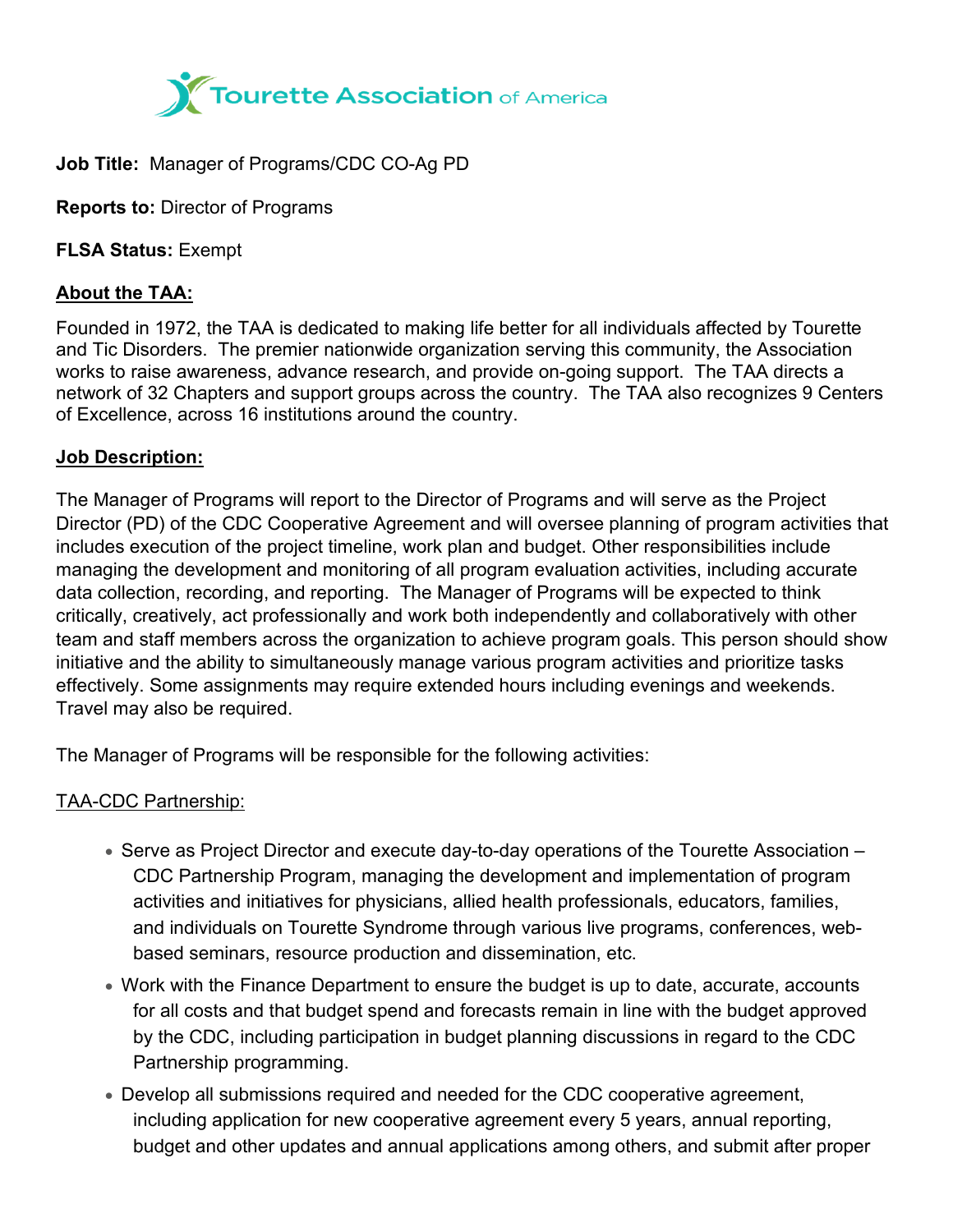**Job Title:** Manager of Programs/CDC CO-Ag PD

**Reports to:** Director of Programs

**FLSA Status:** Exempt

**<u>About the TAA:</u>**

Founded in 1972, the TAA is dedicated to making life better for all individuals affected by Tourette and Tic Disorders. The premier nationwide organization serving this community, the Association works to raise awareness, advance research, and provide on-going support. The TAA directs a network of 32 Chapters and support groups across the country. The TAA also recognizes 9 Centers of Excellence, across 16 institutions around the country.

**<u>Job Description:</u>**

The Manager of Programs will report to the Director of Programs and will serve as the Project Director (PD) of the CDC Cooperative Agreement and will oversee planning of program activities that includes execution of the project timeline, work plan and budget. Other responsibilities include managing the development and monitoring of all program evaluation activities, including accurate data collection, recording, and reporting. The Manager of Programs will be expected to think critically, creatively, act professionally and work both independently and collaboratively with other team and staff members across the organization to achieve program goals. This person should show initiative and the ability to simultaneously manage various program activities and prioritize tasks effectively. Some assignments may require extended hours including evenings and weekends. Travel may also be required.

The Manager of Programs will be responsible for the following activities:

<u>TAA-CDC Partnership:</u>

- Serve as Project Director and execute day-to-day operations of the Tourette Association – CDC Partnership Program, managing the development and implementation of program activities and initiatives for physicians, allied health professionals, educators, families, and individuals on Tourette Syndrome through various live programs, conferences, web-based seminars, resource production and dissemination, etc.
- Work with the Finance Department to ensure the budget is up to date, accurate, accounts for all costs and that budget spend and forecasts remain in line with the budget approved by the CDC, including participation in budget planning discussions in regard to the CDC Partnership programming.
- Develop all submissions required and needed for the CDC cooperative agreement, including application for new cooperative agreement every 5 years, annual reporting, budget and other updates and annual applications among others, and submit after proper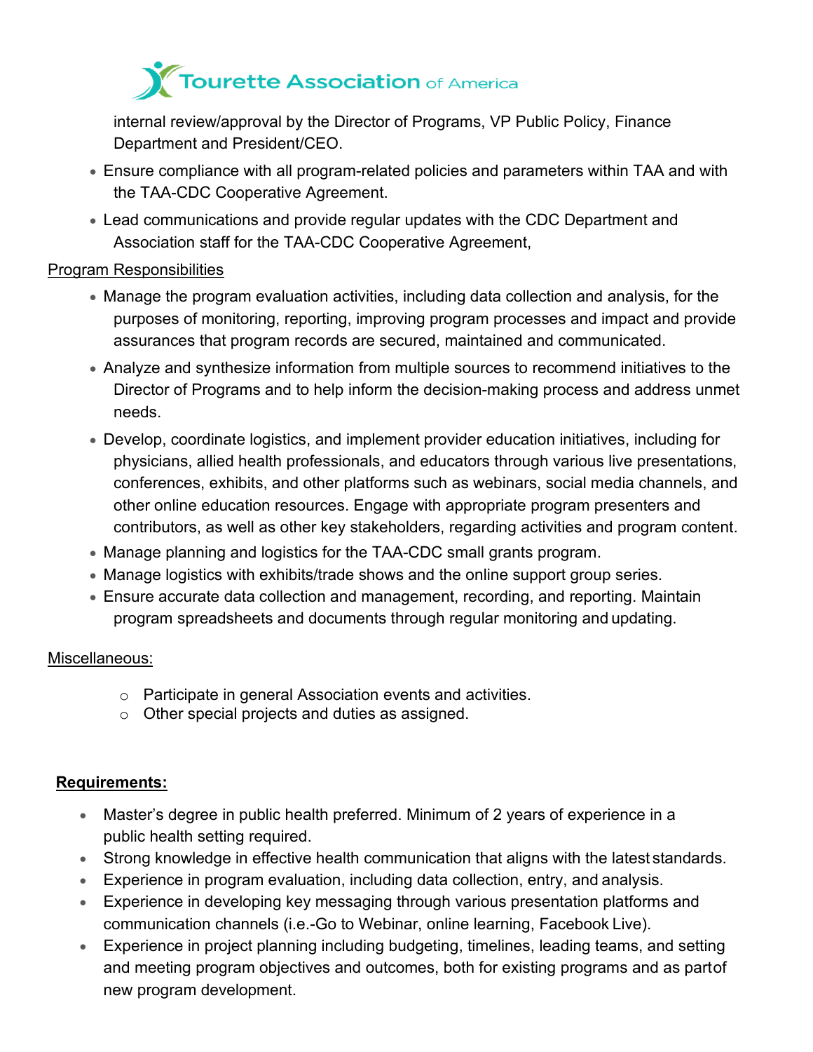internal review/approval by the Director of Programs, VP Public Policy, Finance Department and President/CEO.

- Ensure compliance with all program-related policies and parameters within TAA and with the TAA-CDC Cooperative Agreement.
- Lead communications and provide regular updates with the CDC Department and Association staff for the TAA-CDC Cooperative Agreement,

Program Responsibilities

- Manage the program evaluation activities, including data collection and analysis, for the purposes of monitoring, reporting, improving program processes and impact and provide assurances that program records are secured, maintained and communicated.
- Analyze and synthesize information from multiple sources to recommend initiatives to the Director of Programs and to help inform the decision-making process and address unmet needs.
- Develop, coordinate logistics, and implement provider education initiatives, including for physicians, allied health professionals, and educators through various live presentations, conferences, exhibits, and other platforms such as webinars, social media channels, and other online education resources. Engage with appropriate program presenters and contributors, as well as other key stakeholders, regarding activities and program content.
- Manage planning and logistics for the TAA-CDC small grants program.
- Manage logistics with exhibits/trade shows and the online support group series.
- Ensure accurate data collection and management, recording, and reporting. Maintain program spreadsheets and documents through regular monitoring and updating.

Miscellaneous:

- Participate in general Association events and activities.
- Other special projects and duties as assigned.

**Requirements:**

- Master's degree in public health preferred. Minimum of 2 years of experience in a public health setting required.
- Strong knowledge in effective health communication that aligns with the latest standards.
- Experience in program evaluation, including data collection, entry, and analysis.
- Experience in developing key messaging through various presentation platforms and communication channels (i.e.-Go to Webinar, online learning, Facebook Live).
- Experience in project planning including budgeting, timelines, leading teams, and setting and meeting program objectives and outcomes, both for existing programs and as part of new program development.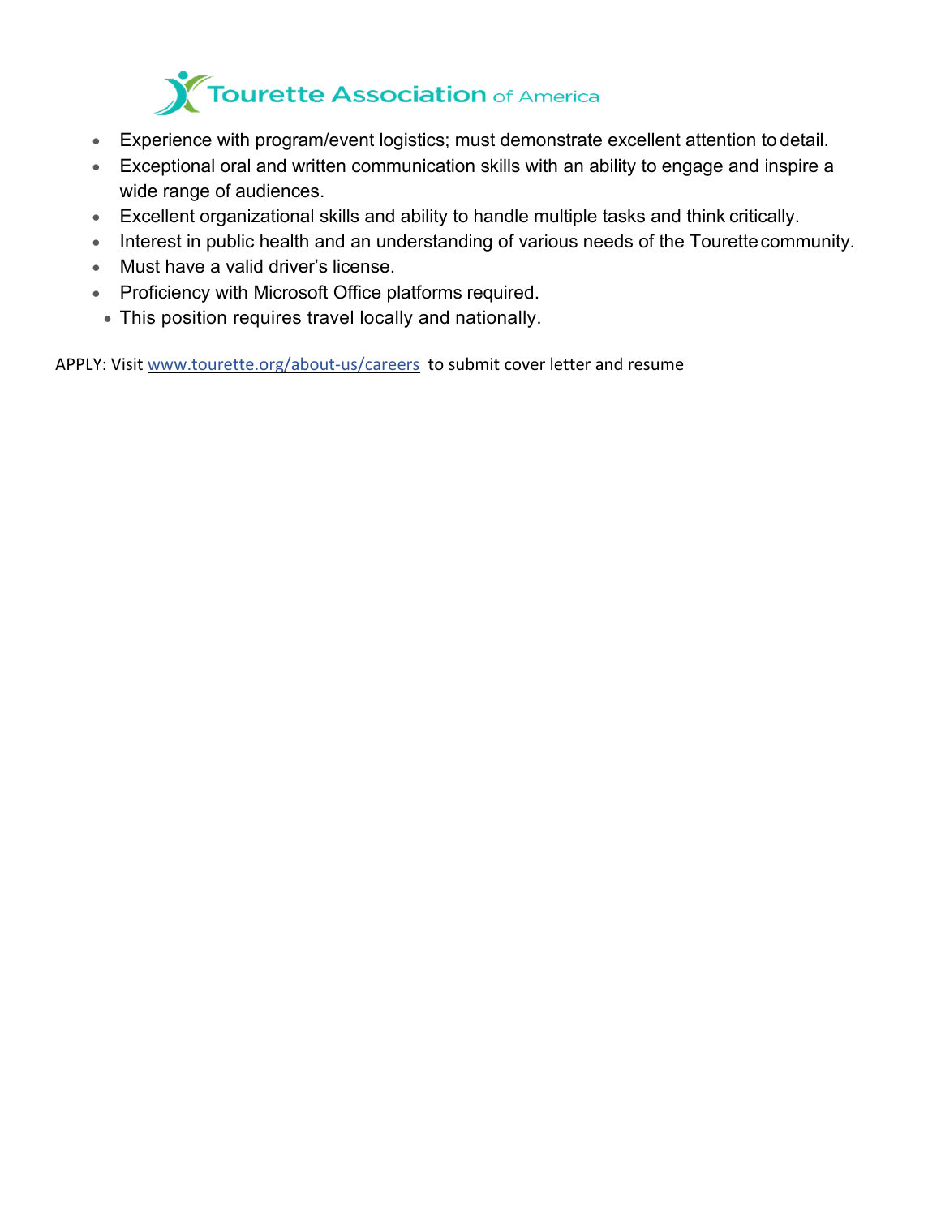- Experience with program/event logistics; must demonstrate excellent attention to detail.
- Exceptional oral and written communication skills with an ability to engage and inspire a wide range of audiences.
- Excellent organizational skills and ability to handle multiple tasks and think critically.
- Interest in public health and an understanding of various needs of the Tourette community.
- Must have a valid driver's license.
- Proficiency with Microsoft Office platforms required.
- This position requires travel locally and nationally.

APPLY: Visit www.tourette.org/about-us/careers to submit cover letter and resume